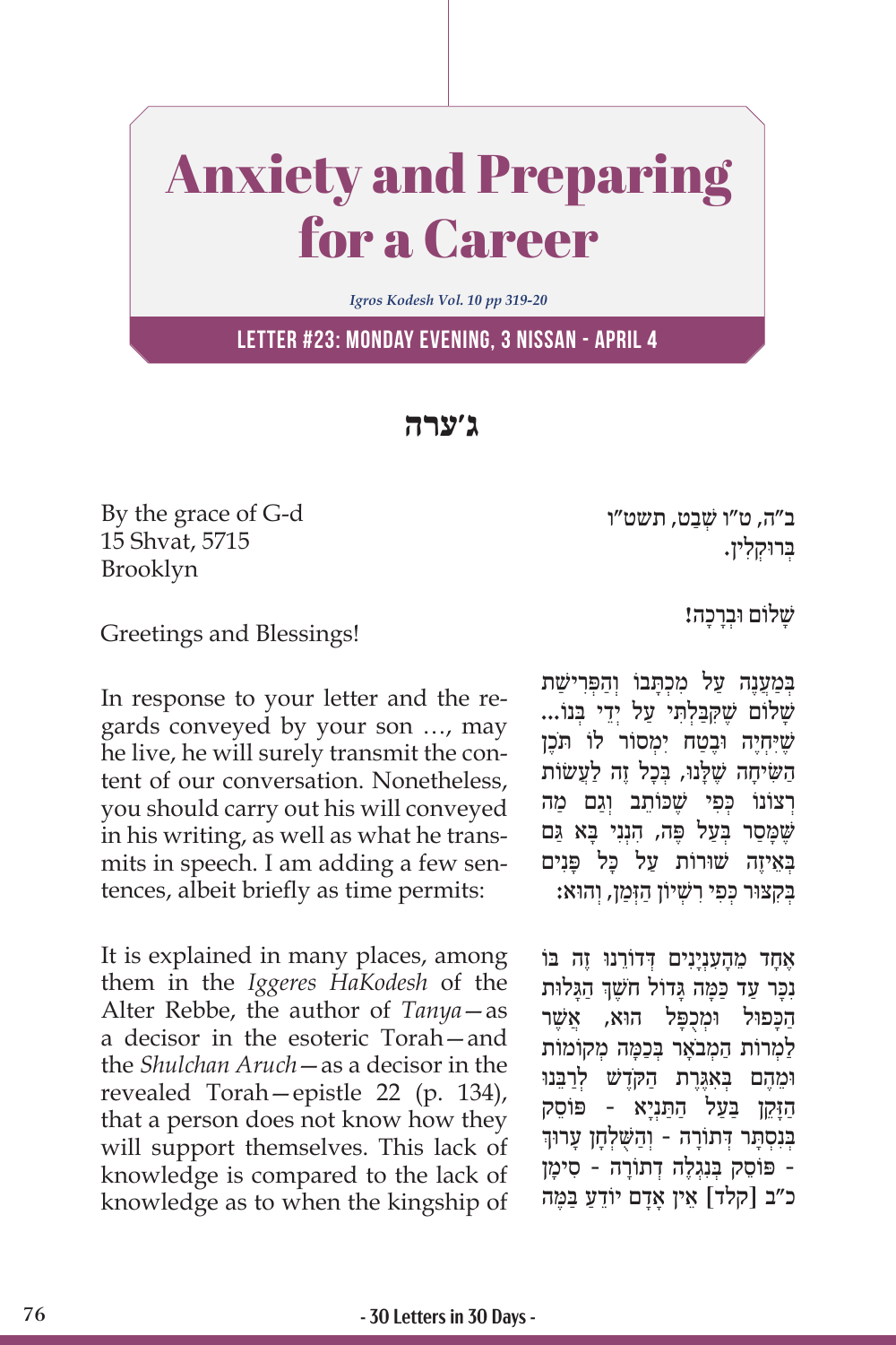# Anxiety and Preparing for a Career

*Igros Kodesh Vol. 10 pp 319-20*

**LETTER #23: MONDAY EVENING, 3 NISSAN - APRIL 4**

## ג'ערה

By the grace of G-d
15 Shvat, 5715
Brooklyn

Greetings and Blessings!

In response to your letter and the regards conveyed by your son …, may he live, he will surely transmit the content of our conversation. Nonetheless, you should carry out his will conveyed in his writing, as well as what he transmits in speech. I am adding a few sentences, albeit briefly as time permits:

It is explained in many places, among them in the *Iggeres HaKodesh* of the Alter Rebbe, the author of *Tanya*—as a decisor in the esoteric Torah—and the *Shulchan Aruch*—as a decisor in the revealed Torah—epistle 22 (p. 134), that a person does not know how they will support themselves. This lack of knowledge is compared to the lack of knowledge as to when the kingship of

ב"ה, ט"ו שְׁבַט, תשט"ו
בְּרוּקְלִין.

שָׁלוֹם וּבְרָכָה!

בְּמַעֲנֶה עַל מִכְתָּבוֹ וְהַפְּרִישַׁת שָׁלוֹם שֶׁקִּבַּלְתִּי עַל יְדֵי בְּנוֹ... שֶׁיִּחְיֶה וּבֶטַח יִמְסוֹר לוֹ תֹּכֶן הַשִּׂיחָה שֶׁלָּנוּ, בְּכָל זֶה לַעֲשׂוֹת רְצוֹנוֹ כְּפִי שֶׁכּוֹתֵב וְגַם מַה שֶּׁמָּסַר בְּעַל פֶּה, הִנְנִי בָּא גַם בְּאֵיזֶה שׁוּרוֹת עַל כָּל פָּנִים בְּקִצּוּר כְּפִי רִשְׁיוֹן הַזְּמַן, וְהוּא:

אֶחָד מֵהָעִנְיָנִים דְּדוֹרֵנוּ זֶה בּוֹ נִכָּר עַד כַּמָּה גָּדוֹל חֹשֶׁךְ הַגָּלוּת הַכָּפוּל וּמְכֻפָּל הוּא, אֲשֶׁר לַמְרוֹת הַמְבֹאָר בְּכַמָּה מְקוֹמוֹת וּמֵהֶם בְּאִגֶּרֶת הַקֹּדֶשׁ לְרַבֵּנוּ הַזָּקֵן בַּעַל הַתַּנְיָא - פּוֹסֵק בְּנִסְתָּר דְּתוֹרָה - וְהַשֻּׁלְחָן עָרוּךְ - פּוֹסֵק בְּנִגְלֶה דְתוֹרָה - סִימָן כ"ב [קלד] אֵין אָדָם יוֹדֵעַ בַּמֶּה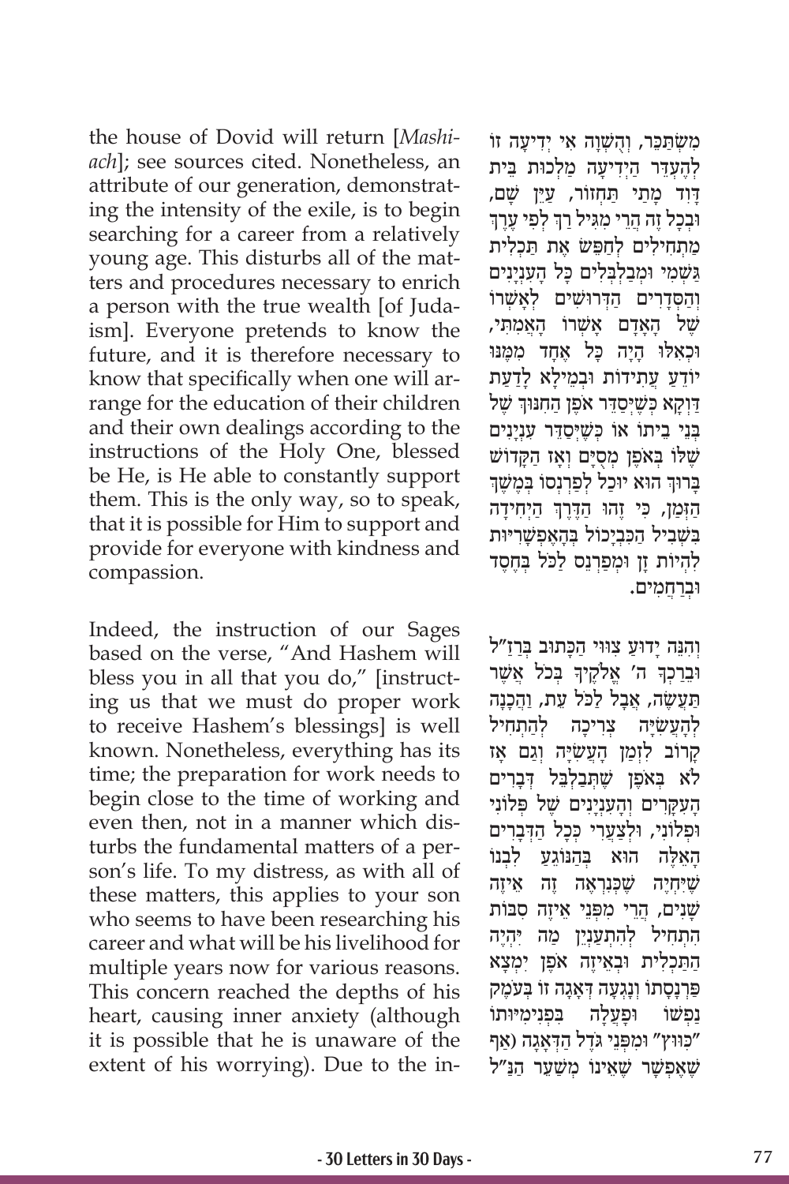the house of Dovid will return [*Mashiach*]; see sources cited. Nonetheless, an attribute of our generation, demonstrating the intensity of the exile, is to begin searching for a career from a relatively young age. This disturbs all of the matters and procedures necessary to enrich a person with the true wealth [of Judaism]. Everyone pretends to know the future, and it is therefore necessary to know that specifically when one will arrange for the education of their children and their own dealings according to the instructions of the Holy One, blessed be He, is He able to constantly support them. This is the only way, so to speak, that it is possible for Him to support and provide for everyone with kindness and compassion.

Indeed, the instruction of our Sages based on the verse, "And Hashem will bless you in all that you do," [instructing us that we must do proper work to receive Hashem's blessings] is well known. Nonetheless, everything has its time; the preparation for work needs to begin close to the time of working and even then, not in a manner which disturbs the fundamental matters of a person's life. To my distress, as with all of these matters, this applies to your son who seems to have been researching his career and what will be his livelihood for multiple years now for various reasons. This concern reached the depths of his heart, causing inner anxiety (although it is possible that he is unaware of the extent of his worrying). Due to the in-

מִשְׂתַּכֵּר, וְהַשָּׁוֶה אִי יְדִיעָה זוֹ לְהֶעְדֵּר הַיְדִיעָה מַלְכוּת בֵּית דָּוִד מָתַי תַּחְזוֹר, עַיֵּן שָׁם, וּבְכָל זֶה הֲרֵי מִגִּיל רַךְ לְפִי עֶרֶךְ מַתְחִילִים לְחַפֵּשׂ אֶת תַּכְלִית גַּשְׁמִי וּמְבַלְבְּלִים כָּל הָעִנְיָנִים וְהַסְּדָרִים הַדְּרוּשִׁים לְאָשְׁרוֹ שֶׁל הָאָדָם אָשְׁרוֹ הָאֲמִתִּי, וּכְאִלּוּ הָיָה כָּל אֶחָד מִמֶּנּוּ יוֹדֵעַ עֲתִידוֹת וּבְמֵילָא לָדַעַת דַּוְקָא כְּשֶׁיְּסַדֵּר אֹפֶן הַחִנּוּךְ שֶׁל בְּנֵי בֵיתוֹ אוֹ כְּשֶׁיְּסַדֵּר עִנְיָנִים שֶׁלּוֹ בְּאֹפֶן מְסֻיָּם וְאָז הַקָּדוֹשׁ בָּרוּךְ הוּא יוּכַל לְפַרְנְסוֹ בְּמֶשֶׁךְ הַזְּמַן, כִּי זֶהוּ הַדֶּרֶךְ הַיְחִידָה בִּשְׁבִיל הַכִּבְיָכוֹל בְּהָאֶפְשָׁרִיּוּת לִהְיוֹת זָן וּמְפַרְנֵס לַכֹּל בְּחֶסֶד וּבְרַחֲמִים.

וְהִנֵּה יָדוּעַ צִוּוּי הַכָּתוּב בְּרַזַ"ל וּבֵרַכְךָ ה' אֱלֹקֶיךָ בְּכֹל אֲשֶׁר תַּעֲשֶׂה, אֲבָל לַכֹּל עֵת, וַהֲכָנָה לְהָעֲשִׂיָּה צְרִיכָה לְהַתְחִיל קָרוֹב לִזְמַן הָעֲשִׂיָּה וְגַם אָז לֹא בְּאֹפֶן שֶׁתְּבַלְבֵּל דְּבָרִים הָעִקָּרִים וְהָעִנְיָנִים שֶׁל פְּלוֹנִי וּפְלוֹנִי, וּלְצַעֲרִי כְּכָל הַדְּבָרִים הָאֵלֶּה הוּא בְּהַנּוֹגֵעַ לִבְנוֹ שֶׁיְּחִיֶה שֶׁכַּנִּרְאֶה זֶה אֵיזֶה שָׁנִים, הֲרֵי מִפְּנֵי אֵיזֶה סִבּוֹת הִתְחִיל לְהִתְעַנְיֵן מַה יִּהְיֶה הַתַּכְלִית וּבְאֵיזֶה אֹפֶן יִמְצָא פַּרְנָסָתוֹ וְנָגְעָה דְּאָגָה זוֹ בְּעֹמֶק נַפְשׁוֹ וּפָעֲלָה בִּפְנִימִיּוּתוֹ "כִּוּוּץ" וּמִפְּנֵי גֹּדֶל הַדְּאָגָה (אַף שֶׁאֶפְשָׁר שֶׁאֵינוֹ מְשַׁעֵר הַנַּ"ל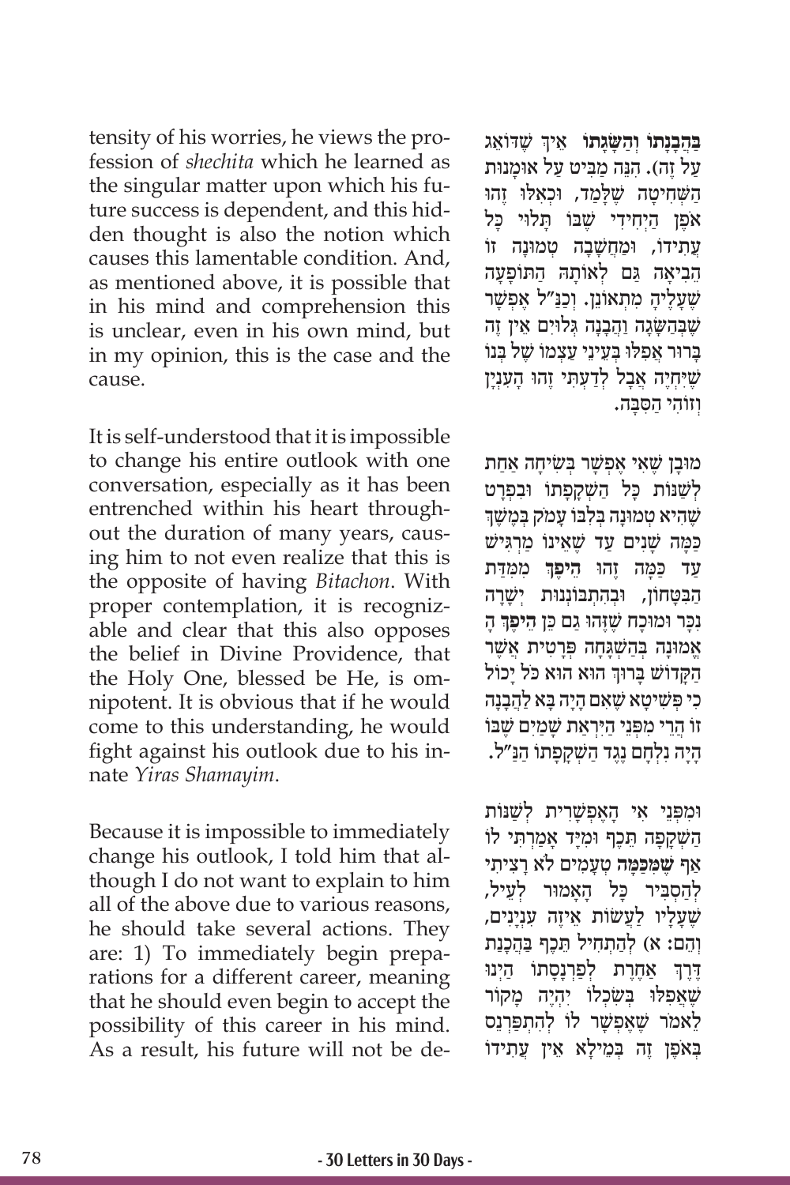tensity of his worries, he views the profession of *shechita* which he learned as the singular matter upon which his future success is dependent, and this hidden thought is also the notion which causes this lamentable condition. And, as mentioned above, it is possible that in his mind and comprehension this is unclear, even in his own mind, but in my opinion, this is the case and the cause.

It is self-understood that it is impossible to change his entire outlook with one conversation, especially as it has been entrenched within his heart throughout the duration of many years, causing him to not even realize that this is the opposite of having *Bitachon*. With proper contemplation, it is recognizable and clear that this also opposes the belief in Divine Providence, that the Holy One, blessed be He, is omnipotent. It is obvious that if he would come to this understanding, he would fight against his outlook due to his innate *Yiras Shamayim*.

Because it is impossible to immediately change his outlook, I told him that although I do not want to explain to him all of the above due to various reasons, he should take several actions. They are: 1) To immediately begin preparations for a different career, meaning that he should even begin to accept the possibility of this career in his mind. As a result, his future will not be de-

**בַּהֲבָנָתוֹ וְהַשָּׂגָתוֹ** אֵיךְ שֶׁדּוֹאֵג עַל זֶה). הִנֵּה מַבִּיט עַל אוּמָנוּת הַשְּׁחִיטָה שֶׁלָּמַד, וּכְאִלּוּ זֶהוּ אֹפֶן הַיְחִידִי שֶׁבּוֹ תָּלוּי כָּל עֲתִידוֹ, וּמַחֲשָׁבָה טְמוּנָה זוֹ הֵבִיאָה גַּם לְאוֹתָהּ הַתּוֹפָעָה שֶׁעָלֶיהָ מִתְאוֹנֵן. וְכַנַּ"ל אֶפְשָׁר שֶׁבְּהַשָּׂגָה וַהֲבָנָה גְּלוּיִם אֵין זֶה בָּרוּר אֲפִלּוּ בְּעֵינֵי עַצְמוֹ שֶׁל בְּנוֹ שֶׁיִּחְיֶה אֲבָל לְדַעְתִּי זֶהוּ הָעִנְיָן וְזוֹהִי הַסִּבָּה.

מוּבָן שֶׁאִי אֶפְשָׁר בְּשִׂיחָה אַחַת לְשַׁנּוֹת כָּל הַשְׁקָפָתוֹ וּבִפְרָט שֶׁהִיא טְמוּנָה בְּלִבּוֹ עָמֹק בְּמֶשֶׁךְ כַּמָּה שָׁנִים עַד שֶׁאֵינוֹ מַרְגִּישׁ עַד כַּמָּה זֶהוּ **הֵיפֶךְ** מִמִּדַּת הַבִּטָּחוֹן, וּבְהִתְבּוֹנְנוּת יְשָׁרָה נִכָּר וּמוּכָח שֶׁזֶּהוּ גַּם כֵּן **הֵיפֶךְ** הָאֱמוּנָה בְּהַשְׁגָּחָה פְּרָטִית אֲשֶׁר הַקָּדוֹשׁ בָּרוּךְ הוּא הוּא כֹּל יָכוֹל כִּי פְּשִׁיטָא שֶׁאִם הָיָה בָּא לַהֲבָנָה זוֹ הֲרֵי מִפְּנֵי הַיִּרְאַת שָׁמַיִם שֶׁבּוֹ הָיָה נִלְחָם נֶגֶד הַשְׁקָפָתוֹ הַנַּ"ל.

וּמִפְּנֵי אִי הָאֶפְשָׁרִית לְשַׁנּוֹת הַשְׁקָפָה תֵּכֶף וּמִיָּד אָמַרְתִּי לוֹ אַף **שֶׁמִּכַּמָּה** טְעָמִים לֹא רָצִיתִי לְהַסְבִּיר כָּל הָאָמוּר לְעֵיל, שֶׁעָלָיו לַעֲשׂוֹת אֵיזֶה עִנְיָנִים, וְהֵם: א) לְהַתְחִיל תֵּכֶף בַּהֲכָנַת דֶּרֶךְ אַחֶרֶת לְפַרְנָסָתוֹ הַיְינוּ שֶׁאֲפִלּוּ בְּשִׂכְלוֹ יִהְיֶה מָקוֹר לֵאמֹר שֶׁאֶפְשָׁר לוֹ לְהִתְפַּרְנֵס בְּאֹפֶן זֶה בְּמֵילָא אֵין עֲתִידוֹ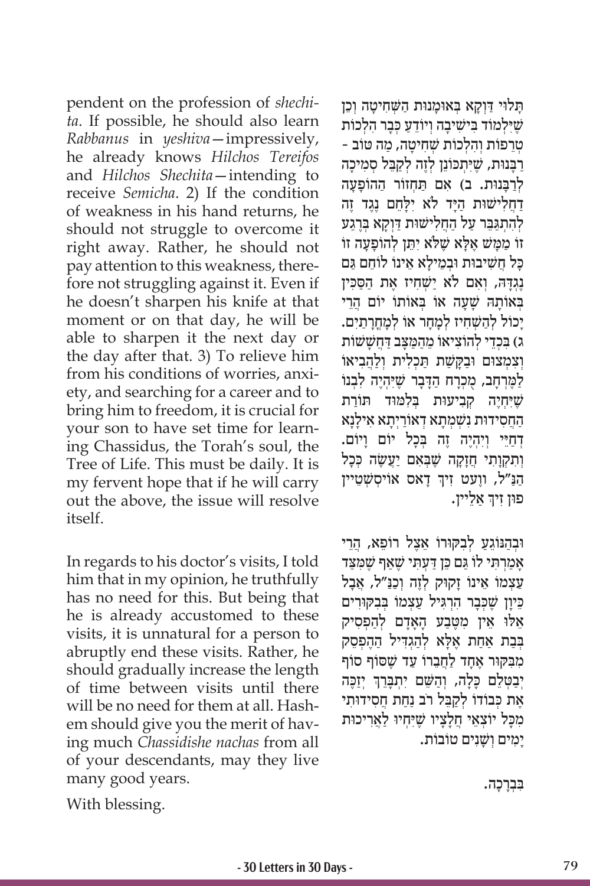pendent on the profession of *shechita*. If possible, he should also learn *Rabbanus* in *yeshiva*—impressively, he already knows *Hilchos Tereifos* and *Hilchos Shechita*—intending to receive *Semicha*. 2) If the condition of weakness in his hand returns, he should not struggle to overcome it right away. Rather, he should not pay attention to this weakness, therefore not struggling against it. Even if he doesn't sharpen his knife at that moment or on that day, he will be able to sharpen it the next day or the day after that. 3) To relieve him from his conditions of worries, anxiety, and searching for a career and to bring him to freedom, it is crucial for your son to have set time for learning Chassidus, the Torah's soul, the Tree of Life. This must be daily. It is my fervent hope that if he will carry out the above, the issue will resolve itself.

In regards to his doctor's visits, I told him that in my opinion, he truthfully has no need for this. But being that he is already accustomed to these visits, it is unnatural for a person to abruptly end these visits. Rather, he should gradually increase the length of time between visits until there will be no need for them at all. Hashem should give you the merit of having much *Chassidishe nachas* from all of your descendants, may they live many good years.

With blessing.

תָּלוּי דַּוְקָא בְּאוּמָנוּת הַשְּׁחִיטָה וְכֵן שֶׁיִּלְמוֹד בִּישִׁיבָה וְיוֹדֵעַ כְּבָר הִלְכוֹת טְרֵפוֹת וְהִלְכוֹת שְׁחִיטָה, מַה טּוֹב - רַבָּנוּת, שֶׁיִּתְכּוֹנֵן לְזֶה לְקַבֵּל סְמִיכָה לְרַבָּנוּת. ב) אִם תַּחֲזוֹר הַהוֹפָעָה דַּחֲלִישׁוּת הַיָּד לֹא יִלָּחֵם נֶגֶד זֶה לְהִתְגַּבֵּר עַל הַחֲלִישׁוּת דַּוְקָא בְּרֶגַע זוֹ מַמָּשׁ אֶלָּא שֶׁלֹּא יִתֵּן לְהוֹפָעָה זוֹ כָּל חֲשִׁיבוּת וּבְמֵילָא אֵינוֹ לוֹחֵם גַּם נֶגְדָּהּ, וְאִם לֹא יַשְׁחִיז אֶת הַסַּכִּין בְּאוֹתָהּ שָׁעָה אוֹ בְּאוֹתוֹ יוֹם הֲרֵי יָכוֹל לְהַשְׁחִיז לְמָחָר אוֹ לְמָחֳרָתַיִם. ג) בִּכְדֵי לְהוֹצִיאוֹ מֵהַמַּצָּב דַּחֲשָׁשׁוֹת וְצִמְצוּם וּבַקָּשַׁת תַּכְלִית וּלְהָבִיאוֹ לַמֶּרְחָב, מֻכְרָח הַדָּבָר שֶׁיִּהְיֶה לִבְנוֹ שֶׁיִּחְיֶה קְבִיעוּת בְּלִמּוּד תּוֹרַת הַחֲסִידוּת נִשְׁמְתָא דְאוֹרַיְתָא אִילָנָא דְחַיֵּי וְיִהְיֶה זֶה בְּכָל יוֹם וָיוֹם. וְתִקְוָתִי חֲזָקָה שֶׁבְּאִם יַעֲשֶׂה כְּכָל הַנַּ"ל, וועט זיך דאס אויסשטיין פון זיך אליין.

וּבְהַנּוֹגֵעַ לְבִקּוּרוֹ אֵצֶל רוֹפֵא, הֲרֵי אָמַרְתִּי לוֹ גַּם כֵּן דַּעְתִּי שֶׁאַף שֶׁמִּצַּד עַצְמוֹ אֵינוֹ זָקוּק לְזֶה וְכַנַּ"ל, אֲבָל כֵּיוָן שֶׁכְּבָר הִרְגִּיל עַצְמוֹ בְּבִקּוּרִים אֵלּוּ אֵין מִטֶּבַע הָאָדָם לְהַפְסִיק בְּבַת אַחַת אֶלָּא לְהַגְדִּיל הַהֶפְסֵק מִבִּקּוּר אֶחָד לַחֲבֵרוֹ עַד שֶׁסּוֹף סוֹף יִבָּטְלוּ כָּלָה, וְהַשֵּׁם יִתְבָּרֵךְ יְזַכֶּה אֶת כְּבוֹדוֹ לְקַבֵּל רֹב נַחַת חֲסִידוּתִי מִכָּל יוֹצְאֵי חֲלָצָיו שֶׁיִּחְיוּ לַאֲרִיכוּת יָמִים וְשָׁנִים טוֹבוֹת.

בִּבְרָכָה.